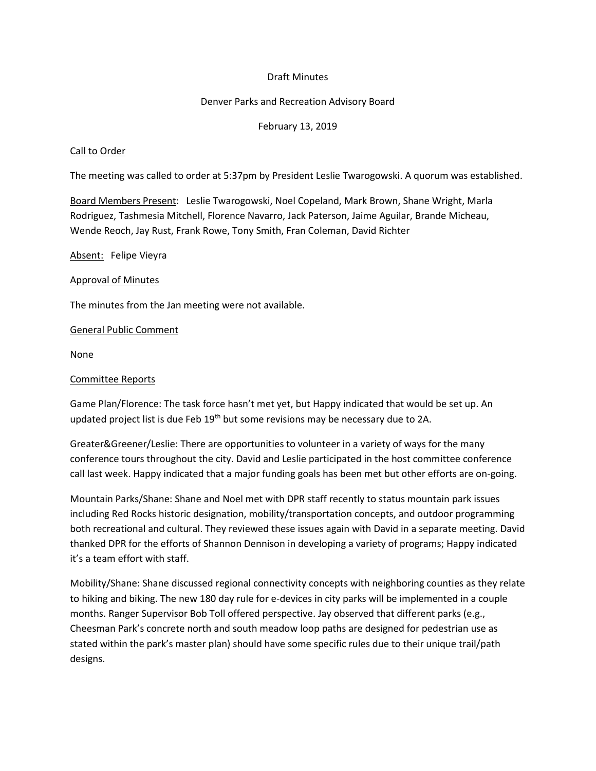Draft Minutes

Denver Parks and Recreation Advisory Board

February 13, 2019

Call to Order

The meeting was called to order at 5:37pm by President Leslie Twarogowski. A quorum was established.

Board Members Present: Leslie Twarogowski, Noel Copeland, Mark Brown, Shane Wright, Marla Rodriguez, Tashmesia Mitchell, Florence Navarro, Jack Paterson, Jaime Aguilar, Brande Micheau, Wende Reoch, Jay Rust, Frank Rowe, Tony Smith, Fran Coleman, David Richter

Absent: Felipe Vieyra

Approval of Minutes

The minutes from the Jan meeting were not available.

General Public Comment

None

Committee Reports

Game Plan/Florence: The task force hasn't met yet, but Happy indicated that would be set up. An updated project list is due Feb 19th but some revisions may be necessary due to 2A.

Greater&Greener/Leslie: There are opportunities to volunteer in a variety of ways for the many conference tours throughout the city. David and Leslie participated in the host committee conference call last week. Happy indicated that a major funding goals has been met but other efforts are on-going.

Mountain Parks/Shane: Shane and Noel met with DPR staff recently to status mountain park issues including Red Rocks historic designation, mobility/transportation concepts, and outdoor programming both recreational and cultural. They reviewed these issues again with David in a separate meeting. David thanked DPR for the efforts of Shannon Dennison in developing a variety of programs; Happy indicated it's a team effort with staff.

Mobility/Shane: Shane discussed regional connectivity concepts with neighboring counties as they relate to hiking and biking. The new 180 day rule for e-devices in city parks will be implemented in a couple months. Ranger Supervisor Bob Toll offered perspective. Jay observed that different parks (e.g., Cheesman Park's concrete north and south meadow loop paths are designed for pedestrian use as stated within the park's master plan) should have some specific rules due to their unique trail/path designs.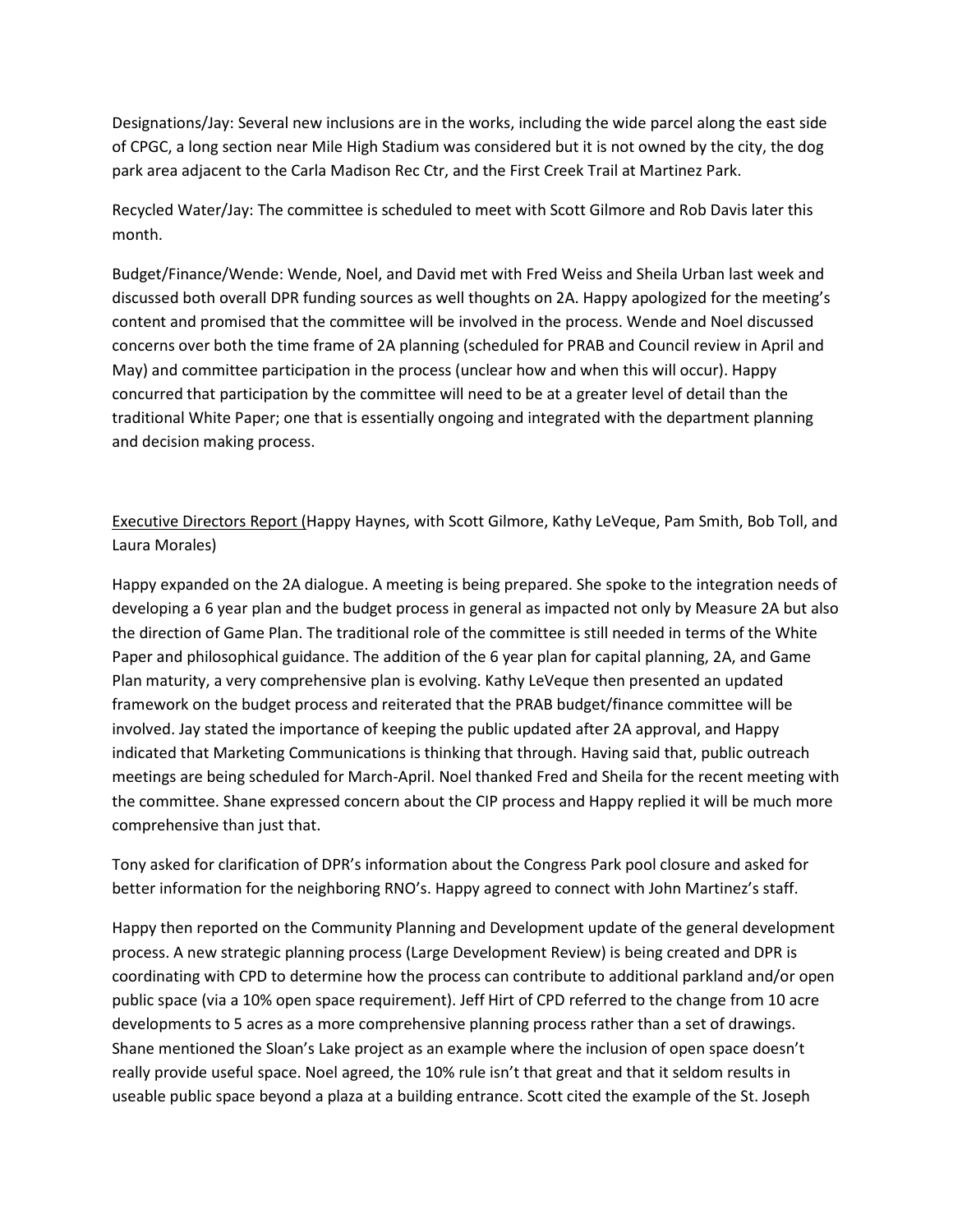Designations/Jay: Several new inclusions are in the works, including the wide parcel along the east side of CPGC, a long section near Mile High Stadium was considered but it is not owned by the city, the dog park area adjacent to the Carla Madison Rec Ctr, and the First Creek Trail at Martinez Park.

Recycled Water/Jay: The committee is scheduled to meet with Scott Gilmore and Rob Davis later this month.

Budget/Finance/Wende: Wende, Noel, and David met with Fred Weiss and Sheila Urban last week and discussed both overall DPR funding sources as well thoughts on 2A. Happy apologized for the meeting's content and promised that the committee will be involved in the process. Wende and Noel discussed concerns over both the time frame of 2A planning (scheduled for PRAB and Council review in April and May) and committee participation in the process (unclear how and when this will occur). Happy concurred that participation by the committee will need to be at a greater level of detail than the traditional White Paper; one that is essentially ongoing and integrated with the department planning and decision making process.

Executive Directors Report (Happy Haynes, with Scott Gilmore, Kathy LeVeque, Pam Smith, Bob Toll, and Laura Morales)

Happy expanded on the 2A dialogue. A meeting is being prepared. She spoke to the integration needs of developing a 6 year plan and the budget process in general as impacted not only by Measure 2A but also the direction of Game Plan. The traditional role of the committee is still needed in terms of the White Paper and philosophical guidance. The addition of the 6 year plan for capital planning, 2A, and Game Plan maturity, a very comprehensive plan is evolving. Kathy LeVeque then presented an updated framework on the budget process and reiterated that the PRAB budget/finance committee will be involved. Jay stated the importance of keeping the public updated after 2A approval, and Happy indicated that Marketing Communications is thinking that through. Having said that, public outreach meetings are being scheduled for March-April. Noel thanked Fred and Sheila for the recent meeting with the committee. Shane expressed concern about the CIP process and Happy replied it will be much more comprehensive than just that.

Tony asked for clarification of DPR's information about the Congress Park pool closure and asked for better information for the neighboring RNO's. Happy agreed to connect with John Martinez's staff.

Happy then reported on the Community Planning and Development update of the general development process. A new strategic planning process (Large Development Review) is being created and DPR is coordinating with CPD to determine how the process can contribute to additional parkland and/or open public space (via a 10% open space requirement). Jeff Hirt of CPD referred to the change from 10 acre developments to 5 acres as a more comprehensive planning process rather than a set of drawings. Shane mentioned the Sloan's Lake project as an example where the inclusion of open space doesn't really provide useful space. Noel agreed, the 10% rule isn't that great and that it seldom results in useable public space beyond a plaza at a building entrance. Scott cited the example of the St. Joseph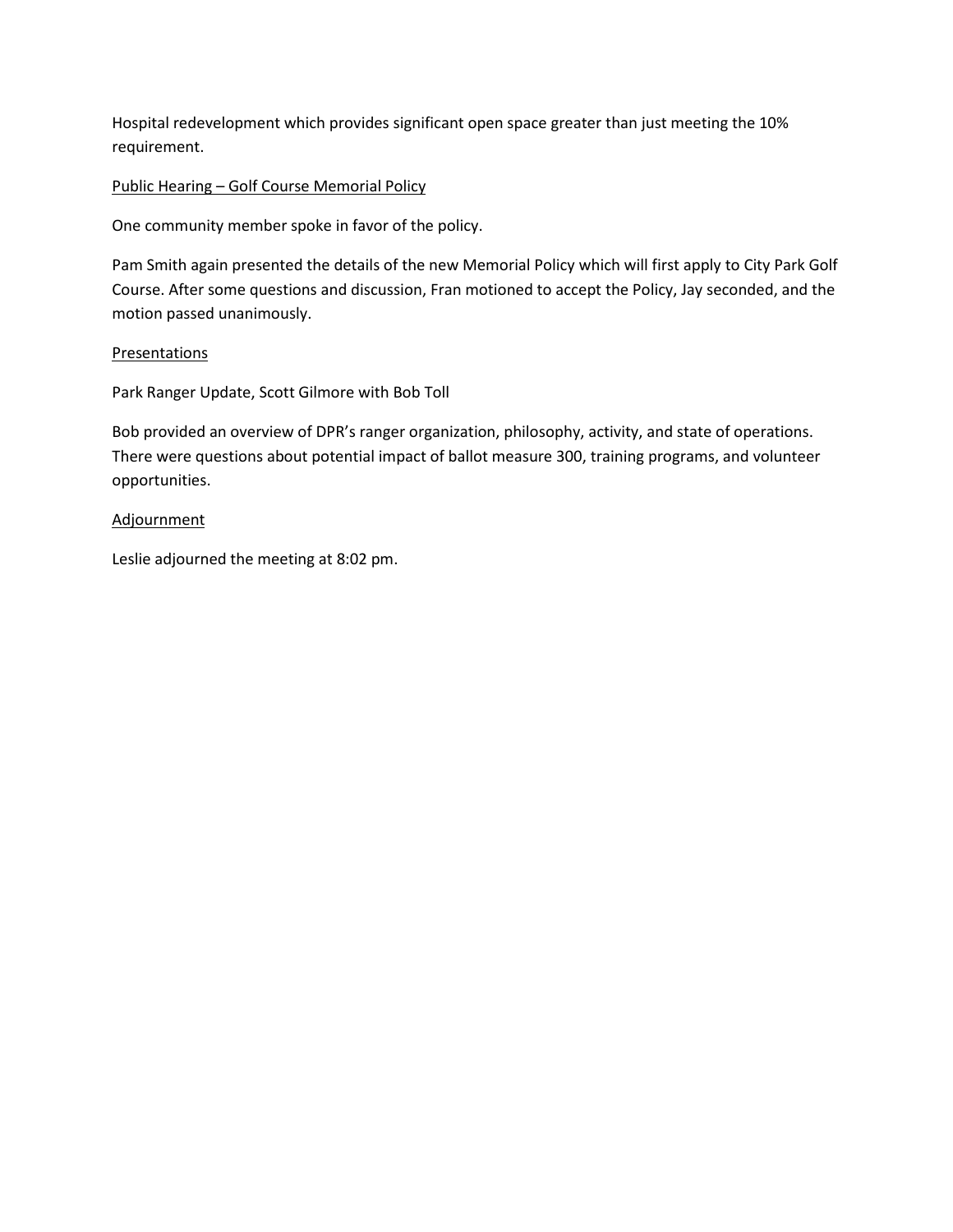Hospital redevelopment which provides significant open space greater than just meeting the 10% requirement.

<u>Public Hearing – Golf Course Memorial Policy</u>

One community member spoke in favor of the policy.

Pam Smith again presented the details of the new Memorial Policy which will first apply to City Park Golf Course. After some questions and discussion, Fran motioned to accept the Policy, Jay seconded, and the motion passed unanimously.

<u>Presentations</u>

Park Ranger Update, Scott Gilmore with Bob Toll

Bob provided an overview of DPR's ranger organization, philosophy, activity, and state of operations. There were questions about potential impact of ballot measure 300, training programs, and volunteer opportunities.

<u>Adjournment</u>

Leslie adjourned the meeting at 8:02 pm.